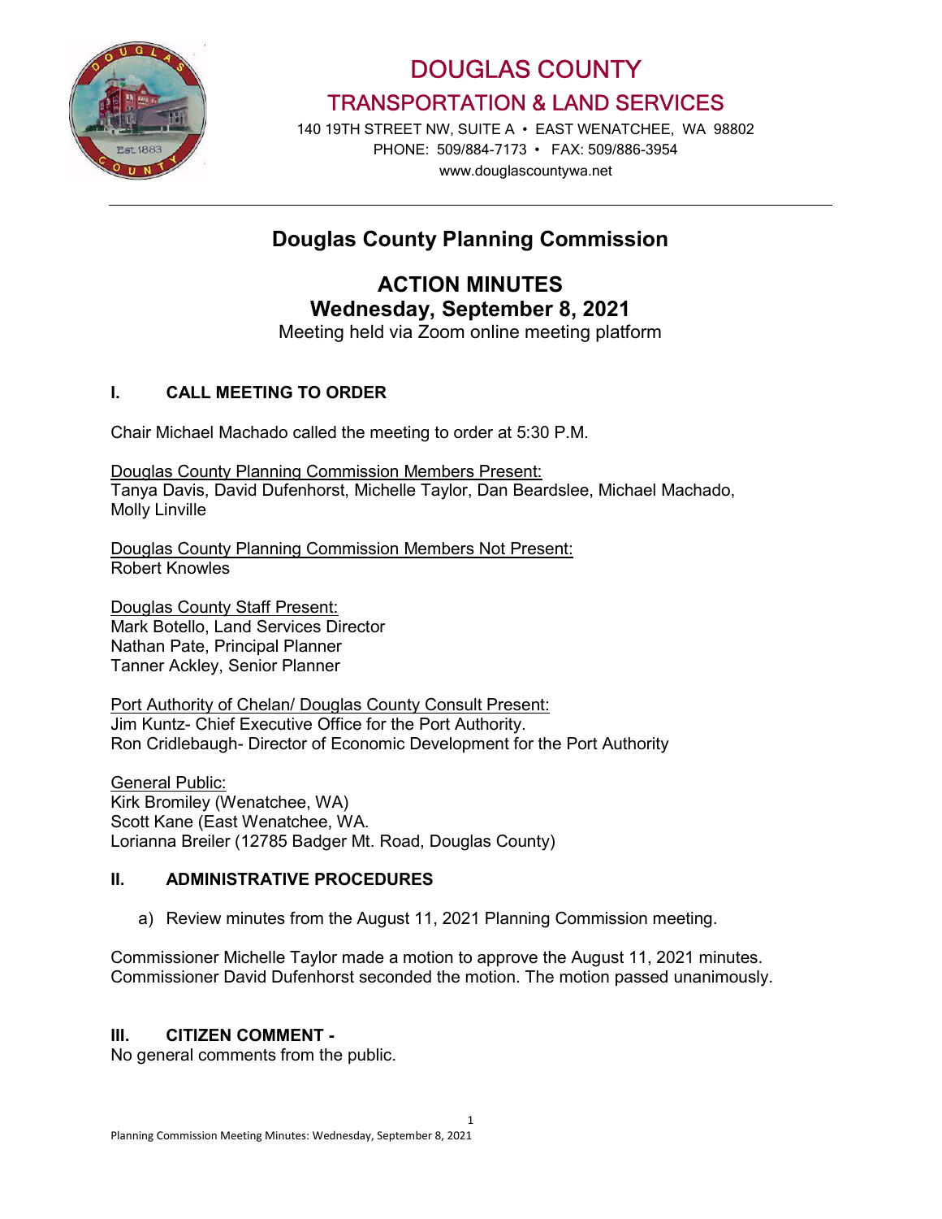# DOUGLAS COUNTY

## TRANSPORTATION & LAND SERVICES

140 19TH STREET NW, SUITE A • EAST WENATCHEE, WA 98802
PHONE: 509/884-7173 • FAX: 509/886-3954
www.douglascountywa.net

---

## Douglas County Planning Commission

## ACTION MINUTES
## Wednesday, September 8, 2021

Meeting held via Zoom online meeting platform

### I. CALL MEETING TO ORDER

Chair Michael Machado called the meeting to order at 5:30 P.M.

Douglas County Planning Commission Members Present:
Tanya Davis, David Dufenhorst, Michelle Taylor, Dan Beardslee, Michael Machado, Molly Linville

Douglas County Planning Commission Members Not Present:
Robert Knowles

Douglas County Staff Present:
Mark Botello, Land Services Director
Nathan Pate, Principal Planner
Tanner Ackley, Senior Planner

Port Authority of Chelan/ Douglas County Consult Present:
Jim Kuntz- Chief Executive Office for the Port Authority.
Ron Cridlebaugh- Director of Economic Development for the Port Authority

General Public:
Kirk Bromiley (Wenatchee, WA)
Scott Kane (East Wenatchee, WA.
Lorianna Breiler (12785 Badger Mt. Road, Douglas County)

### II. ADMINISTRATIVE PROCEDURES

a) Review minutes from the August 11, 2021 Planning Commission meeting.

Commissioner Michelle Taylor made a motion to approve the August 11, 2021 minutes. Commissioner David Dufenhorst seconded the motion. The motion passed unanimously.

### III. CITIZEN COMMENT -

No general comments from the public.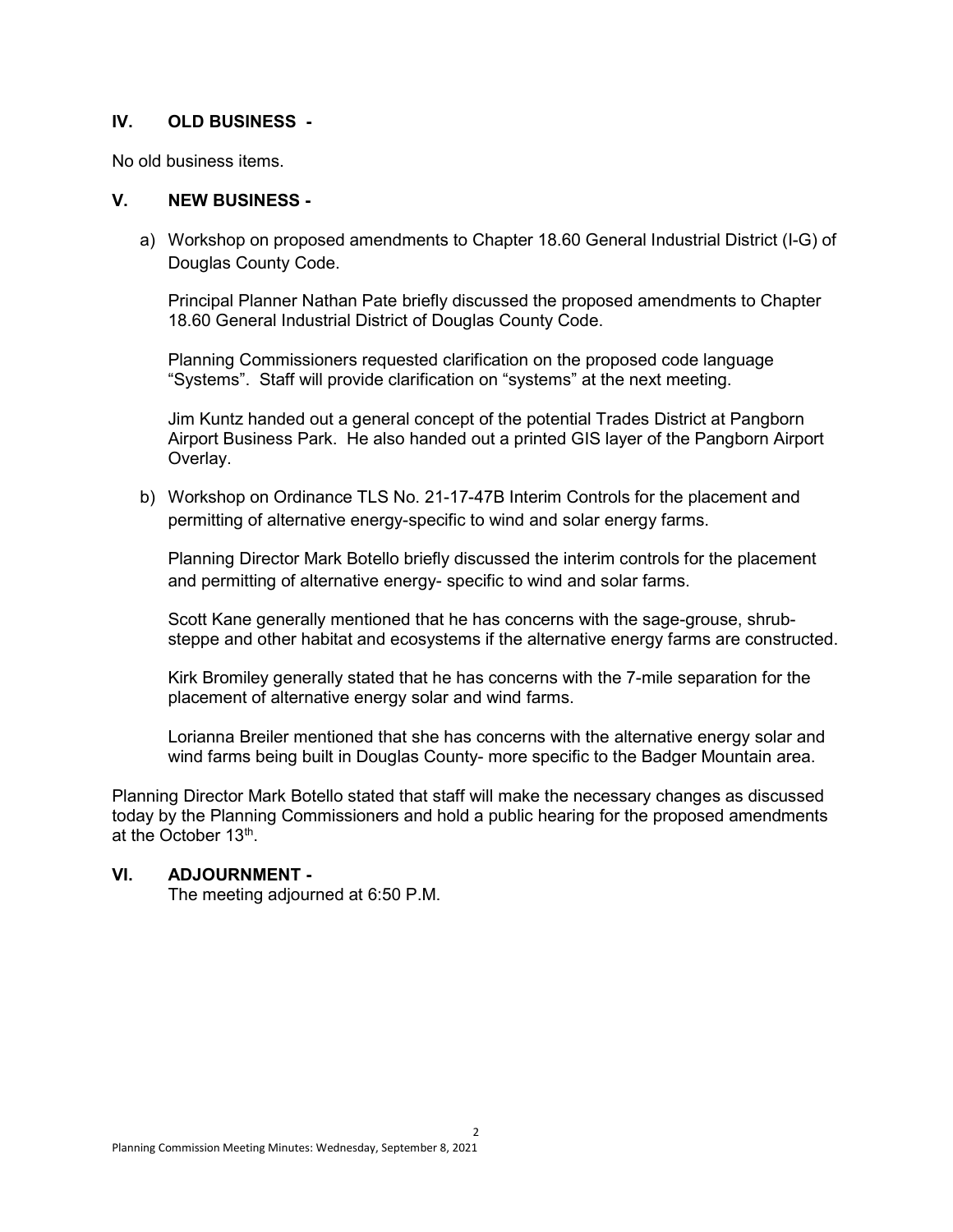## IV. OLD BUSINESS -

No old business items.

## V. NEW BUSINESS -

a) Workshop on proposed amendments to Chapter 18.60 General Industrial District (I-G) of Douglas County Code.

   Principal Planner Nathan Pate briefly discussed the proposed amendments to Chapter 18.60 General Industrial District of Douglas County Code.

   Planning Commissioners requested clarification on the proposed code language "Systems". Staff will provide clarification on "systems" at the next meeting.

   Jim Kuntz handed out a general concept of the potential Trades District at Pangborn Airport Business Park. He also handed out a printed GIS layer of the Pangborn Airport Overlay.

b) Workshop on Ordinance TLS No. 21-17-47B Interim Controls for the placement and permitting of alternative energy-specific to wind and solar energy farms.

   Planning Director Mark Botello briefly discussed the interim controls for the placement and permitting of alternative energy- specific to wind and solar farms.

   Scott Kane generally mentioned that he has concerns with the sage-grouse, shrub-steppe and other habitat and ecosystems if the alternative energy farms are constructed.

   Kirk Bromiley generally stated that he has concerns with the 7-mile separation for the placement of alternative energy solar and wind farms.

   Lorianna Breiler mentioned that she has concerns with the alternative energy solar and wind farms being built in Douglas County- more specific to the Badger Mountain area.

Planning Director Mark Botello stated that staff will make the necessary changes as discussed today by the Planning Commissioners and hold a public hearing for the proposed amendments at the October 13th.

## VI. ADJOURNMENT -

The meeting adjourned at 6:50 P.M.